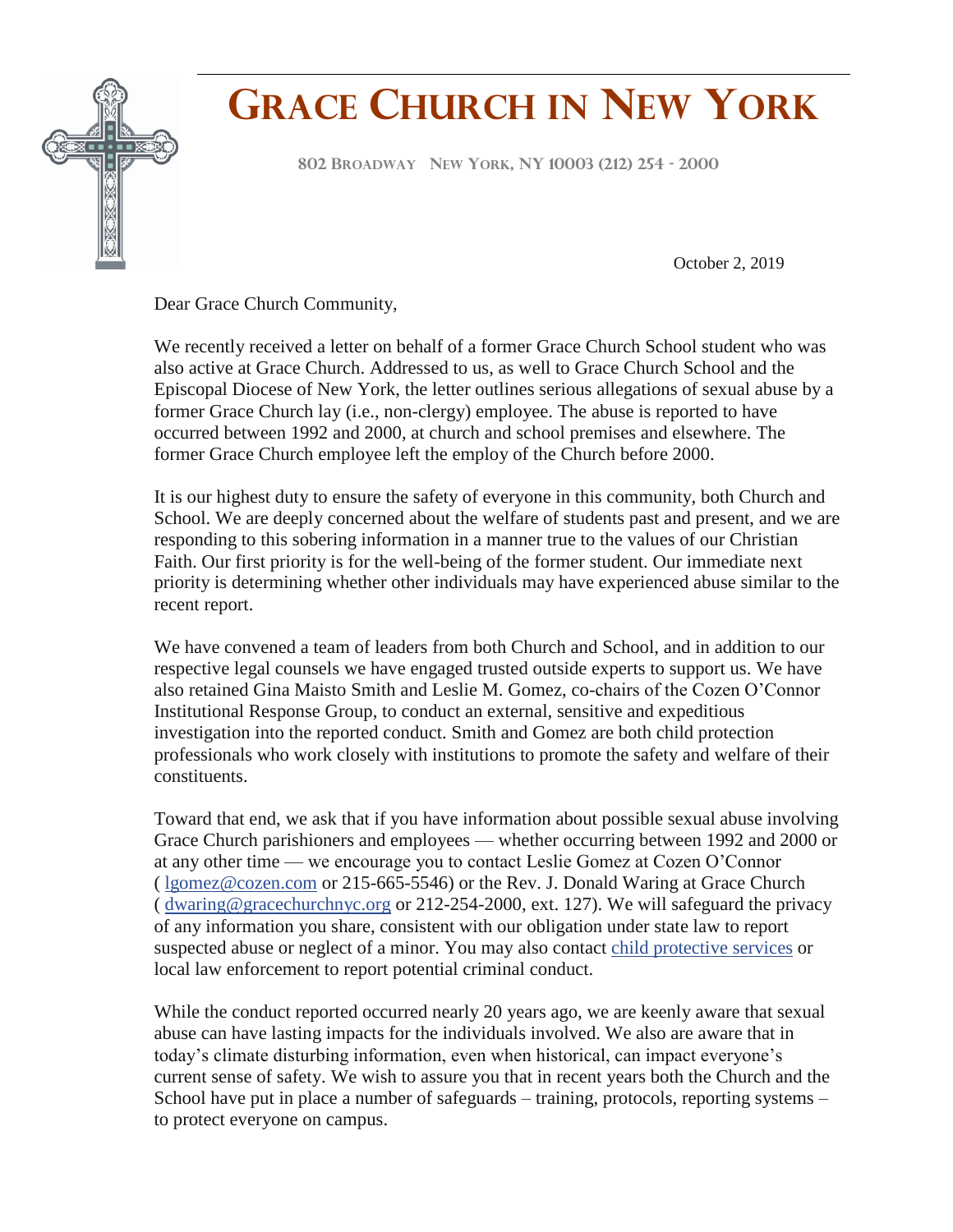# Grace Church in New York

802 Broadway New York, NY 10003 (212) 254 - 2000

October 2, 2019

Dear Grace Church Community,

We recently received a letter on behalf of a former Grace Church School student who was also active at Grace Church. Addressed to us, as well to Grace Church School and the Episcopal Diocese of New York, the letter outlines serious allegations of sexual abuse by a former Grace Church lay (i.e., non-clergy) employee. The abuse is reported to have occurred between 1992 and 2000, at church and school premises and elsewhere. The former Grace Church employee left the employ of the Church before 2000.

It is our highest duty to ensure the safety of everyone in this community, both Church and School. We are deeply concerned about the welfare of students past and present, and we are responding to this sobering information in a manner true to the values of our Christian Faith. Our first priority is for the well-being of the former student. Our immediate next priority is determining whether other individuals may have experienced abuse similar to the recent report.

We have convened a team of leaders from both Church and School, and in addition to our respective legal counsels we have engaged trusted outside experts to support us. We have also retained Gina Maisto Smith and Leslie M. Gomez, co-chairs of the Cozen O'Connor Institutional Response Group, to conduct an external, sensitive and expeditious investigation into the reported conduct. Smith and Gomez are both child protection professionals who work closely with institutions to promote the safety and welfare of their constituents.

Toward that end, we ask that if you have information about possible sexual abuse involving Grace Church parishioners and employees — whether occurring between 1992 and 2000 or at any other time — we encourage you to contact Leslie Gomez at Cozen O'Connor ( lgomez@cozen.com or 215-665-5546) or the Rev. J. Donald Waring at Grace Church ( dwaring@gracechurchnyc.org or 212-254-2000, ext. 127). We will safeguard the privacy of any information you share, consistent with our obligation under state law to report suspected abuse or neglect of a minor. You may also contact child protective services or local law enforcement to report potential criminal conduct.

While the conduct reported occurred nearly 20 years ago, we are keenly aware that sexual abuse can have lasting impacts for the individuals involved. We also are aware that in today's climate disturbing information, even when historical, can impact everyone's current sense of safety. We wish to assure you that in recent years both the Church and the School have put in place a number of safeguards – training, protocols, reporting systems – to protect everyone on campus.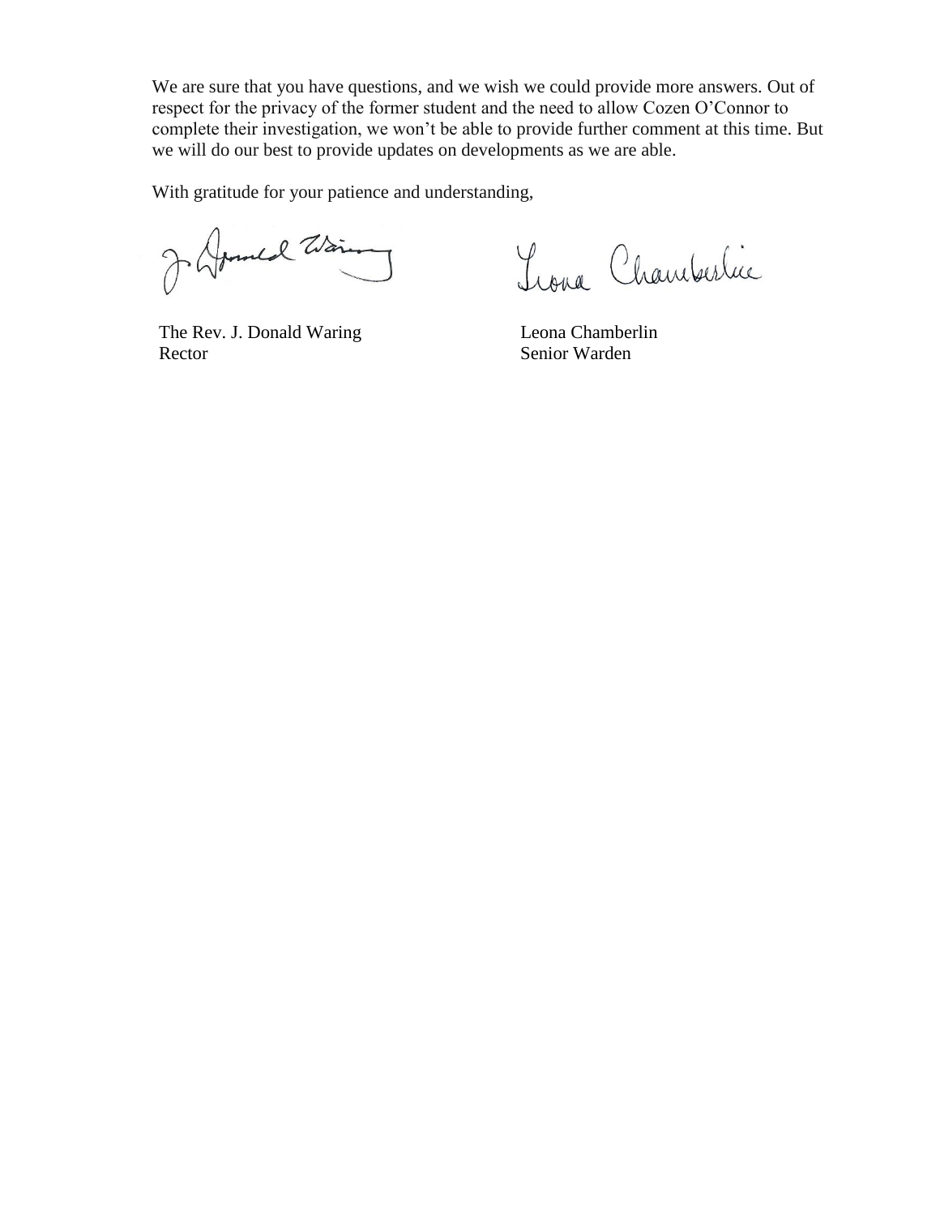We are sure that you have questions, and we wish we could provide more answers. Out of respect for the privacy of the former student and the need to allow Cozen O'Connor to complete their investigation, we won't be able to provide further comment at this time. But we will do our best to provide updates on developments as we are able.

With gratitude for your patience and understanding,

The Rev. J. Donald Waring
Rector

Leona Chamberlin
Senior Warden